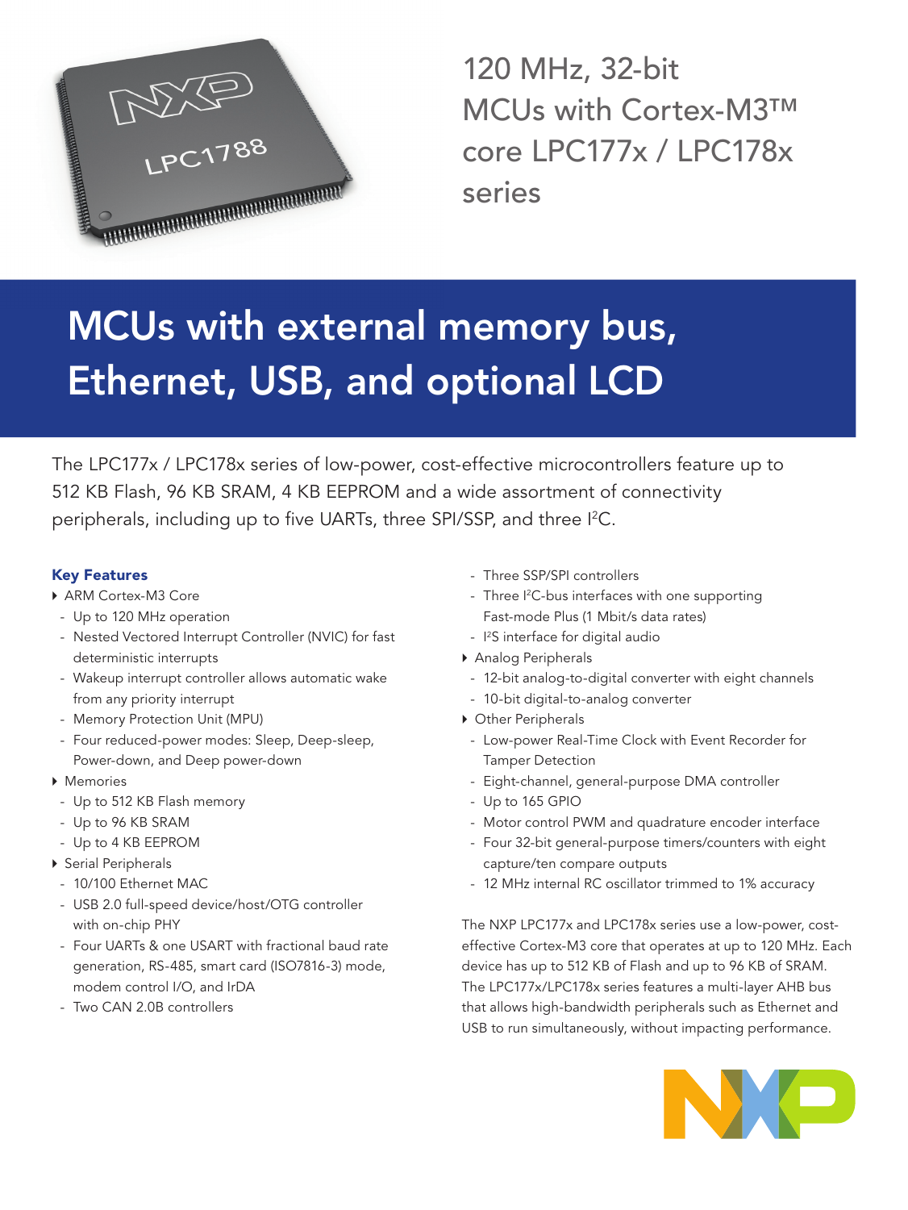# 120 MHz, 32-bit MCUs with Cortex-M3™ core LPC177x / LPC178x series

## MCUs with external memory bus, Ethernet, USB, and optional LCD

The LPC177x / LPC178x series of low-power, cost-effective microcontrollers feature up to 512 KB Flash, 96 KB SRAM, 4 KB EEPROM and a wide assortment of connectivity peripherals, including up to five UARTs, three SPI/SSP, and three I²C.

### Key Features

- ARM Cortex-M3 Core
  - Up to 120 MHz operation
  - Nested Vectored Interrupt Controller (NVIC) for fast deterministic interrupts
  - Wakeup interrupt controller allows automatic wake from any priority interrupt
  - Memory Protection Unit (MPU)
  - Four reduced-power modes: Sleep, Deep-sleep, Power-down, and Deep power-down
- Memories
  - Up to 512 KB Flash memory
  - Up to 96 KB SRAM
  - Up to 4 KB EEPROM
- Serial Peripherals
  - 10/100 Ethernet MAC
  - USB 2.0 full-speed device/host/OTG controller with on-chip PHY
  - Four UARTs & one USART with fractional baud rate generation, RS-485, smart card (ISO7816-3) mode, modem control I/O, and IrDA
  - Two CAN 2.0B controllers
  - Three SSP/SPI controllers
  - Three I²C-bus interfaces with one supporting Fast-mode Plus (1 Mbit/s data rates)
  - I²S interface for digital audio
- Analog Peripherals
  - 12-bit analog-to-digital converter with eight channels
  - 10-bit digital-to-analog converter
- Other Peripherals
  - Low-power Real-Time Clock with Event Recorder for Tamper Detection
  - Eight-channel, general-purpose DMA controller
  - Up to 165 GPIO
  - Motor control PWM and quadrature encoder interface
  - Four 32-bit general-purpose timers/counters with eight capture/ten compare outputs
  - 12 MHz internal RC oscillator trimmed to 1% accuracy

The NXP LPC177x and LPC178x series use a low-power, cost-effective Cortex-M3 core that operates at up to 120 MHz. Each device has up to 512 KB of Flash and up to 96 KB of SRAM. The LPC177x/LPC178x series features a multi-layer AHB bus that allows high-bandwidth peripherals such as Ethernet and USB to run simultaneously, without impacting performance.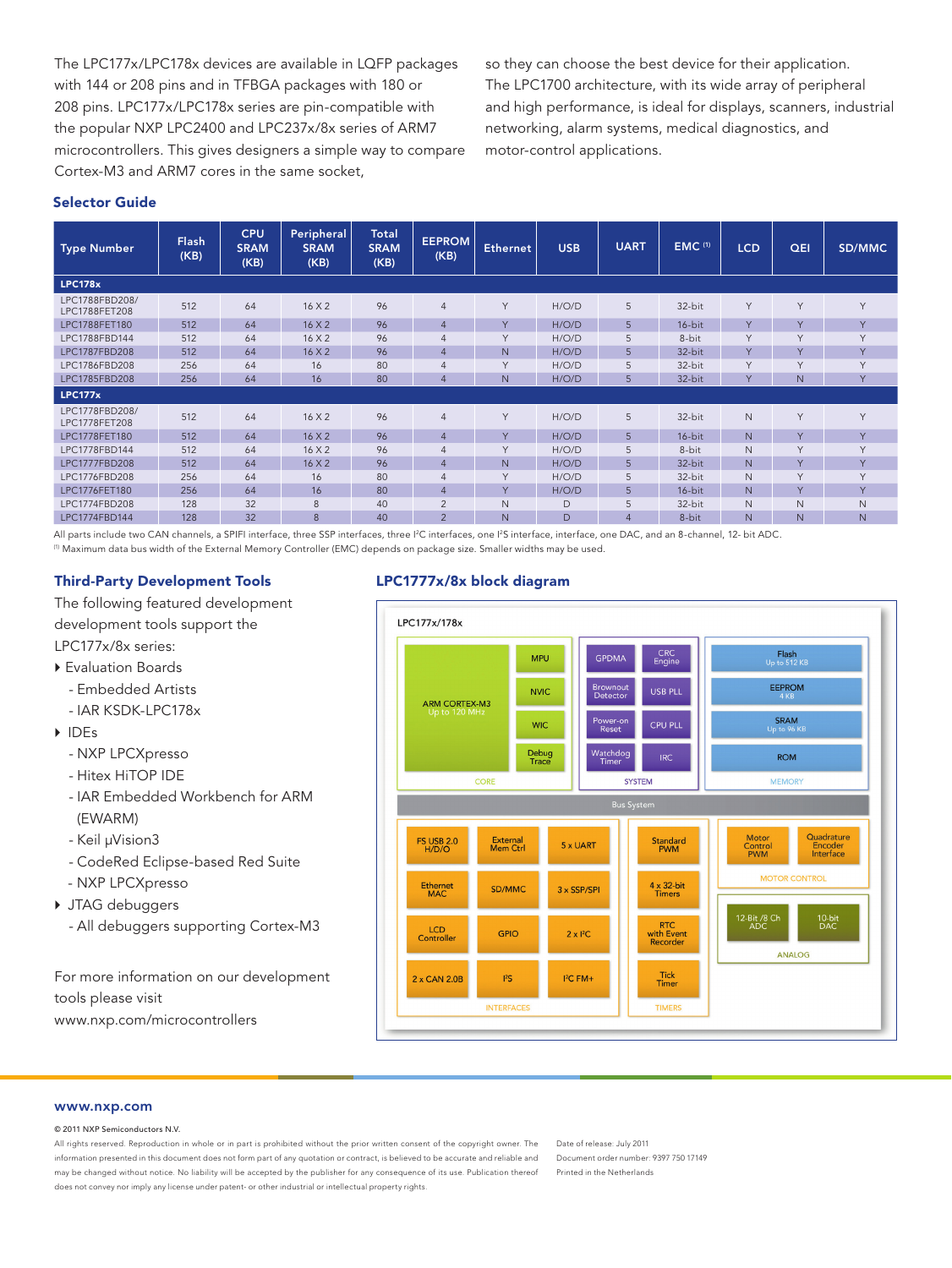The LPC177x/LPC178x devices are available in LQFP packages with 144 or 208 pins and in TFBGA packages with 180 or 208 pins. LPC177x/LPC178x series are pin-compatible with the popular NXP LPC2400 and LPC237x/8x series of ARM7 microcontrollers. This gives designers a simple way to compare Cortex-M3 and ARM7 cores in the same socket, so they can choose the best device for their application. The LPC1700 architecture, with its wide array of peripheral and high performance, is ideal for displays, scanners, industrial networking, alarm systems, medical diagnostics, and motor-control applications.

## Selector Guide

| Type Number | Flash (KB) | CPU SRAM (KB) | Peripheral SRAM (KB) | Total SRAM (KB) | EEPROM (KB) | Ethernet | USB | UART | EMC [1] | LCD | QEI | SD/MMC |
|---|---|---|---|---|---|---|---|---|---|---|---|---|
| **LPC178x** | | | | | | | | | | | | |
| LPC1788FBD208/ LPC1788FET208 | 512 | 64 | 16 X 2 | 96 | 4 | Y | H/O/D | 5 | 32-bit | Y | Y | Y |
| LPC1788FET180 | 512 | 64 | 16 X 2 | 96 | 4 | Y | H/O/D | 5 | 16-bit | Y | Y | Y |
| LPC1788FBD144 | 512 | 64 | 16 X 2 | 96 | 4 | Y | H/O/D | 5 | 8-bit | Y | Y | Y |
| LPC1787FBD208 | 512 | 64 | 16 X 2 | 96 | 4 | N | H/O/D | 5 | 32-bit | Y | Y | Y |
| LPC1786FBD208 | 256 | 64 | 16 | 80 | 4 | Y | H/O/D | 5 | 32-bit | Y | Y | Y |
| LPC1785FBD208 | 256 | 64 | 16 | 80 | 4 | N | H/O/D | 5 | 32-bit | Y | N | Y |
| **LPC177x** | | | | | | | | | | | | |
| LPC1778FBD208/ LPC1778FET208 | 512 | 64 | 16 X 2 | 96 | 4 | Y | H/O/D | 5 | 32-bit | N | Y | Y |
| LPC1778FET180 | 512 | 64 | 16 X 2 | 96 | 4 | Y | H/O/D | 5 | 16-bit | N | Y | Y |
| LPC1778FBD144 | 512 | 64 | 16 X 2 | 96 | 4 | Y | H/O/D | 5 | 8-bit | N | Y | Y |
| LPC1777FBD208 | 512 | 64 | 16 X 2 | 96 | 4 | N | H/O/D | 5 | 32-bit | N | Y | Y |
| LPC1776FBD208 | 256 | 64 | 16 | 80 | 4 | Y | H/O/D | 5 | 32-bit | N | Y | Y |
| LPC1776FET180 | 256 | 64 | 16 | 80 | 4 | Y | H/O/D | 5 | 16-bit | N | Y | Y |
| LPC1774FBD208 | 128 | 32 | 8 | 40 | 2 | N | D | 5 | 32-bit | N | N | N |
| LPC1774FBD144 | 128 | 32 | 8 | 40 | 2 | N | D | 4 | 8-bit | N | N | N |

All parts include two CAN channels, a SPIFI interface, three SSP interfaces, three I²C interfaces, one I²S interface, interface, one DAC, and an 8-channel, 12- bit ADC.

[1] Maximum data bus width of the External Memory Controller (EMC) depends on package size. Smaller widths may be used.

## Third-Party Development Tools

The following featured development development tools support the LPC177x/8x series:

- Evaluation Boards
  - Embedded Artists
  - IAR KSDK-LPC178x
- IDEs
  - NXP LPCXpresso
  - Hitex HiTOP IDE
  - IAR Embedded Workbench for ARM (EWARM)
  - Keil µVision3
  - CodeRed Eclipse-based Red Suite
  - NXP LPCXpresso
- JTAG debuggers
  - All debuggers supporting Cortex-M3

For more information on our development tools please visit www.nxp.com/microcontrollers

## LPC1777x/8x block diagram

LPC177x/178x

ARM CORTEX-M3
Up to 120 MHz
MPU
NVIC
WIC
Debug Trace
CORE

GPDMA
CRC Engine
Brownout Detector
USB PLL
Power-on Reset
CPU PLL
Watchdog Timer
IRC
SYSTEM

Flash
Up to 512 KB
EEPROM
4 KB
SRAM
Up to 96 KB
ROM
MEMORY

Bus System

FS USB 2.0 H/D/O
External Mem Ctrl
5 x UART
Ethernet MAC
SD/MMC
3 x SSP/SPI
LCD Controller
GPIO
2 x I²C
2 x CAN 2.0B
I²S
I²C FM+
INTERFACES

Standard PWM
4 x 32-bit Timers
RTC with Event Recorder
Tick Timer
TIMERS

Motor Control PWM
Quadrature Encoder Interface
MOTOR CONTROL

12-Bit /8 Ch ADC
10-bit DAC
ANALOG

**www.nxp.com**

© 2011 NXP Semiconductors N.V.

All rights reserved. Reproduction in whole or in part is prohibited without the prior written consent of the copyright owner. The information presented in this document does not form part of any quotation or contract, is believed to be accurate and reliable and may be changed without notice. No liability will be accepted by the publisher for any consequence of its use. Publication thereof does not convey nor imply any license under patent- or other industrial or intellectual property rights.

Date of release: July 2011
Document order number: 9397 750 17149
Printed in the Netherlands